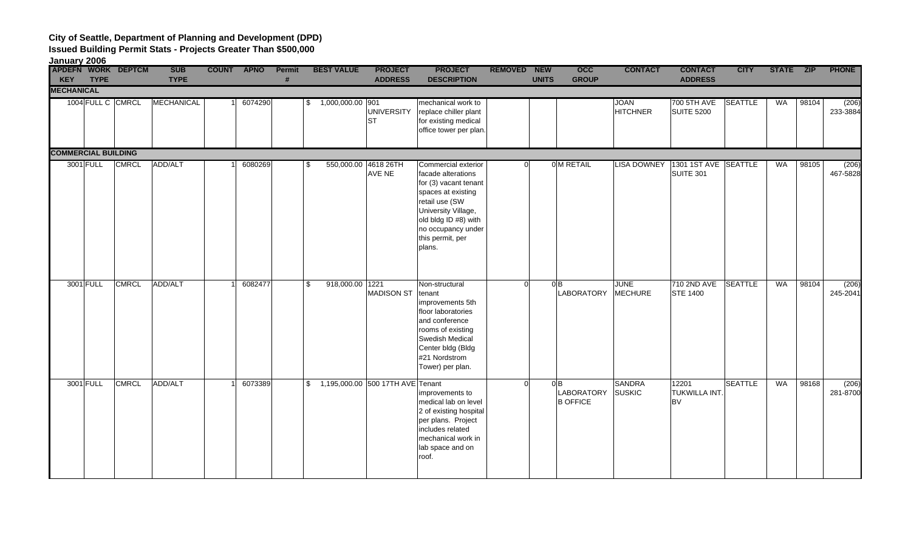# City of Seattle, Department of Planning and Development (DPD)

## Issued Building Permit Stats - Projects Greater Than $500,000

### January 2006

| APDEFN KEY | WORK TYPE | DEPTCM | SUB TYPE | COUNT | APNO | Permit # | BEST VALUE | PROJECT ADDRESS | PROJECT DESCRIPTION | REMOVED | NEW UNITS | OCC GROUP | CONTACT | CONTACT ADDRESS | CITY | STATE | ZIP | PHONE |
|---|---|---|---|---|---|---|---|---|---|---|---|---|---|---|---|---|---|---|
| **MECHANICAL** | | | | | | | | | | | | | | | | | | |
| 1004 | FULL C | CMRCL | MECHANICAL | 1 | 6074290 | | $ 1,000,000.00 | 901 UNIVERSITY ST | mechanical work to replace chiller plant for existing medical office tower per plan. | | | | JOAN HITCHNER | 700 5TH AVE SUITE 5200 | SEATTLE | WA | 98104 | (206) 233-3884 |
| **COMMERCIAL BUILDING** | | | | | | | | | | | | | | | | | | |
| 3001 | FULL | CMRCL | ADD/ALT | 1 | 6080269 | | $ 550,000.00 | 4618 26TH AVE NE | Commercial exterior facade alterations for (3) vacant tenant spaces at existing retail use (SW University Village, old bldg ID #8) with no occupancy under this permit, per plans. | 0 | 0 | M RETAIL | LISA DOWNEY | 1301 1ST AVE SUITE 301 | SEATTLE | WA | 98105 | (206) 467-5828 |
| 3001 | FULL | CMRCL | ADD/ALT | 1 | 6082477 | | $ 918,000.00 | 1221 MADISON ST | Non-structural tenant improvements 5th floor laboratories and conference rooms of existing Swedish Medical Center bldg (Bldg #21 Nordstrom Tower) per plan. | 0 | 0 | B LABORATORY | JUNE MECHURE | 710 2ND AVE STE 1400 | SEATTLE | WA | 98104 | (206) 245-2041 |
| 3001 | FULL | CMRCL | ADD/ALT | 1 | 6073389 | | $ 1,195,000.00 | 500 17TH AVE | Tenant improvements to medical lab on level 2 of existing hospital per plans. Project includes related mechanical work in lab space and on roof. | 0 | 0 | B LABORATORY B OFFICE | SANDRA SUSKIC | 12201 TUKWILLA INT. BV | SEATTLE | WA | 98168 | (206) 281-8700 |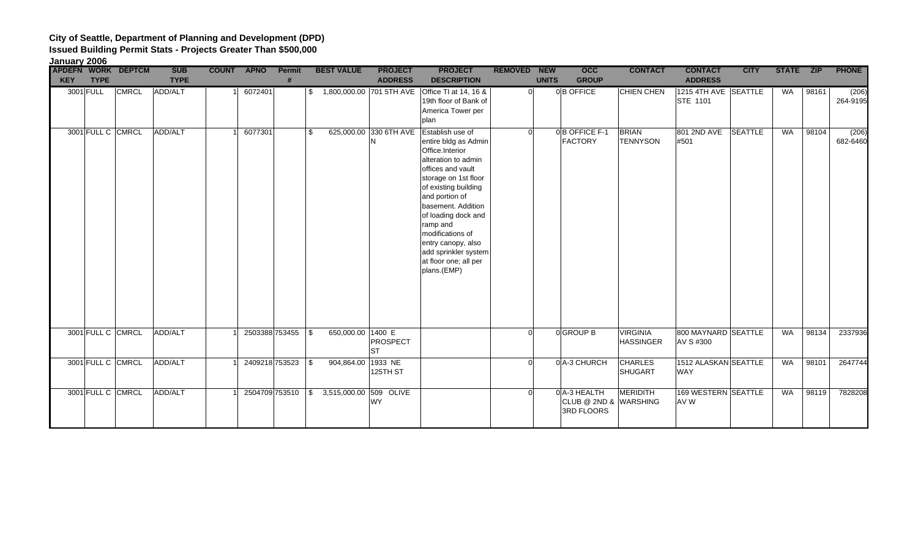**City of Seattle, Department of Planning and Development (DPD)**
**Issued Building Permit Stats - Projects Greater Than $500,000**
**January 2006**

| APDEFN KEY | WORK TYPE | DEPTCM | SUB TYPE | COUNT | APNO | Permit # | BEST VALUE | PROJECT ADDRESS | PROJECT DESCRIPTION | REMOVED | NEW UNITS | OCC GROUP | CONTACT | CONTACT ADDRESS | CITY | STATE | ZIP | PHONE |
|---|---|---|---|---|---|---|---|---|---|---|---|---|---|---|---|---|---|---|
| 3001 | FULL | CMRCL | ADD/ALT | 1 | 6072401 | | $ 1,800,000.00 | 701 5TH AVE | Office TI at 14, 16 & 19th floor of Bank of America Tower per plan | 0 | 0 | B OFFICE | CHIEN CHEN | 1215 4TH AVE STE 1101 | SEATTLE | WA | 98161 | (206) 264-9195 |
| 3001 | FULL C | CMRCL | ADD/ALT | 1 | 6077301 | | $ 625,000.00 | 330 6TH AVE N | Establish use of entire bldg as Admin Office.Interior alteration to admin offices and vault storage on 1st floor of existing building and portion of basement. Addition of loading dock and ramp and modifications of entry canopy, also add sprinkler system at floor one; all per plans.(EMP) | 0 | 0 | B OFFICE F-1 FACTORY | BRIAN TENNYSON | 801 2ND AVE #501 | SEATTLE | WA | 98104 | (206) 682-6460 |
| 3001 | FULL C | CMRCL | ADD/ALT | 1 | 2503388 | 753455 | $ 650,000.00 | 1400 E PROSPECT ST | | 0 | 0 | GROUP B | VIRGINIA HASSINGER | 800 MAYNARD AV S #300 | SEATTLE | WA | 98134 | 2337936 |
| 3001 | FULL C | CMRCL | ADD/ALT | 1 | 2409218 | 753523 | $ 904,864.00 | 1933 NE 125TH ST | | 0 | 0 | A-3 CHURCH | CHARLES SHUGART | 1512 ALASKAN WAY | SEATTLE | WA | 98101 | 2647744 |
| 3001 | FULL C | CMRCL | ADD/ALT | 1 | 2504709 | 753510 | $ 3,515,000.00 | 509 OLIVE WY | | 0 | 0 | A-3 HEALTH CLUB @ 2ND & 3RD FLOORS | MERIDITH WARSHING | 169 WESTERN AV W | SEATTLE | WA | 98119 | 7828208 |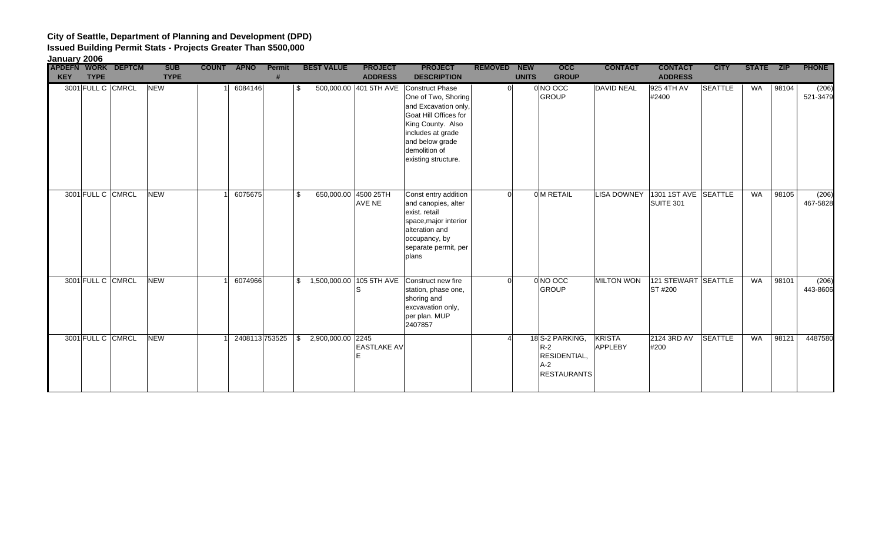**City of Seattle, Department of Planning and Development (DPD)**
**Issued Building Permit Stats - Projects Greater Than $500,000**
**January 2006**

| APDEFN KEY | WORK TYPE | DEPTCM | SUB TYPE | COUNT | APNO | Permit # | BEST VALUE | PROJECT ADDRESS | PROJECT DESCRIPTION | REMOVED | NEW UNITS | OCC GROUP | CONTACT | CONTACT ADDRESS | CITY | STATE | ZIP | PHONE |
|---|---|---|---|---|---|---|---|---|---|---|---|---|---|---|---|---|---|---|
| 3001 | FULL C | CMRCL | NEW | 1 | 6084146 | | $ 500,000.00 | 401 5TH AVE | Construct Phase One of Two, Shoring and Excavation only, Goat Hill Offices for King County. Also includes at grade and below grade demolition of existing structure. | 0 | 0 | NO OCC GROUP | DAVID NEAL | 925 4TH AV #2400 | SEATTLE | WA | 98104 | (206) 521-3479 |
| 3001 | FULL C | CMRCL | NEW | 1 | 6075675 | | $ 650,000.00 | 4500 25TH AVE NE | Const entry addition and canopies, alter exist. retail space,major interior alteration and occupancy, by separate permit, per plans | 0 | 0 | M RETAIL | LISA DOWNEY | 1301 1ST AVE SUITE 301 | SEATTLE | WA | 98105 | (206) 467-5828 |
| 3001 | FULL C | CMRCL | NEW | 1 | 6074966 | | $ 1,500,000.00 | 105 5TH AVE S | Construct new fire station, phase one, shoring and excvavation only, per plan. MUP 2407857 | 0 | 0 | NO OCC GROUP | MILTON WON | 121 STEWART ST #200 | SEATTLE | WA | 98101 | (206) 443-8606 |
| 3001 | FULL C | CMRCL | NEW | 1 | 2408113 | 753525 | $ 2,900,000.00 | 2245 EASTLAKE AVE | | 4 | 18 | S-2 PARKING, R-2 RESIDENTIAL, A-2 RESTAURANTS | KRISTA APPLEBY | 2124 3RD AV #200 | SEATTLE | WA | 98121 | 4487580 |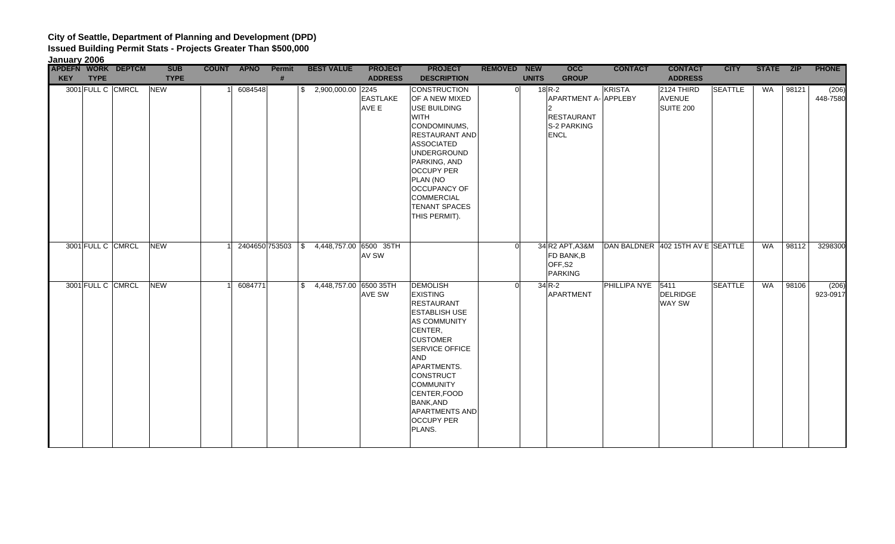**City of Seattle, Department of Planning and Development (DPD)**

**Issued Building Permit Stats - Projects Greater Than $500,000**

**January 2006**

| APDEFN KEY | WORK TYPE | DEPTCM | SUB TYPE | COUNT | APNO | Permit # | BEST VALUE | PROJECT ADDRESS | PROJECT DESCRIPTION | REMOVED | NEW UNITS | OCC GROUP | CONTACT | CONTACT ADDRESS | CITY | STATE | ZIP | PHONE |
|---|---|---|---|---|---|---|---|---|---|---|---|---|---|---|---|---|---|---|
| 3001 | FULL C | CMRCL | NEW | 1 | 6084548 | | $ 2,900,000.00 | 2245 EASTLAKE AVE E | CONSTRUCTION OF A NEW MIXED USE BUILDING WITH CONDOMINUMS, RESTAURANT AND ASSOCIATED UNDERGROUND PARKING, AND OCCUPY PER PLAN (NO OCCUPANCY OF COMMERCIAL TENANT SPACES THIS PERMIT). | 0 | 18 | R-2 APARTMENT A-2 RESTAURANT S-2 PARKING ENCL | KRISTA APPLEBY | 2124 THIRD AVENUE SUITE 200 | SEATTLE | WA | 98121 | (206) 448-7580 |
| 3001 | FULL C | CMRCL | NEW | 1 | 2404650 | 753503 | $ 4,448,757.00 | 6500 35TH AV SW | | 0 | 34 | R2 APT,A3&M FD BANK,B OFF,S2 PARKING | DAN BALDNER | 402 15TH AV E | SEATTLE | WA | 98112 | 3298300 |
| 3001 | FULL C | CMRCL | NEW | 1 | 6084771 | | $ 4,448,757.00 | 6500 35TH AVE SW | DEMOLISH EXISTING RESTAURANT ESTABLISH USE AS COMMUNITY CENTER, CUSTOMER SERVICE OFFICE AND APARTMENTS. CONSTRUCT COMMUNITY CENTER,FOOD BANK,AND APARTMENTS AND OCCUPY PER PLANS. | 0 | 34 | R-2 APARTMENT | PHILLIPA NYE | 5411 DELRIDGE WAY SW | SEATTLE | WA | 98106 | (206) 923-0917 |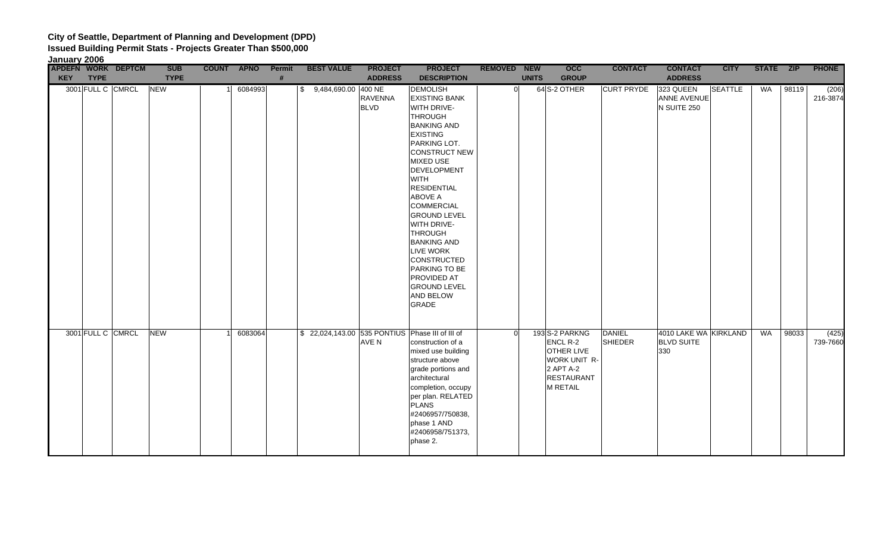**City of Seattle, Department of Planning and Development (DPD)**
**Issued Building Permit Stats - Projects Greater Than $500,000**
**January 2006**

| APDEFN KEY | WORK TYPE | DEPTCM | SUB TYPE | COUNT | APNO | Permit # | BEST VALUE | PROJECT ADDRESS | PROJECT DESCRIPTION | REMOVED | NEW UNITS | OCC GROUP | CONTACT | CONTACT ADDRESS | CITY | STATE | ZIP | PHONE |
|---|---|---|---|---|---|---|---|---|---|---|---|---|---|---|---|---|---|---|
| 3001 | FULL C | CMRCL | NEW | 1 | 6084993 | | $ 9,484,690.00 | 400 NE RAVENNA BLVD | DEMOLISH EXISTING BANK WITH DRIVE-THROUGH BANKING AND EXISTING PARKING LOT. CONSTRUCT NEW MIXED USE DEVELOPMENT WITH RESIDENTIAL ABOVE A COMMERCIAL GROUND LEVEL WITH DRIVE-THROUGH BANKING AND LIVE WORK CONSTRUCTED PARKING TO BE PROVIDED AT GROUND LEVEL AND BELOW GRADE | 0 | 64 | S-2 OTHER | CURT PRYDE | 323 QUEEN ANNE AVENUE N SUITE 250 | SEATTLE | WA | 98119 | (206) 216-3874 |
| 3001 | FULL C | CMRCL | NEW | 1 | 6083064 | | $ 22,024,143.00 | 535 PONTIUS AVE N | Phase III of III of construction of a mixed use building structure above grade portions and architectural completion, occupy per plan. RELATED PLANS #2406957/750838, phase 1 AND #2406958/751373, phase 2. | 0 | 193 | S-2 PARKNG ENCL R-2 OTHER LIVE WORK UNIT R-2 APT A-2 RESTAURANT M RETAIL | DANIEL SHIEDER | 4010 LAKE WA BLVD SUITE 330 | KIRKLAND | WA | 98033 | (425) 739-7660 |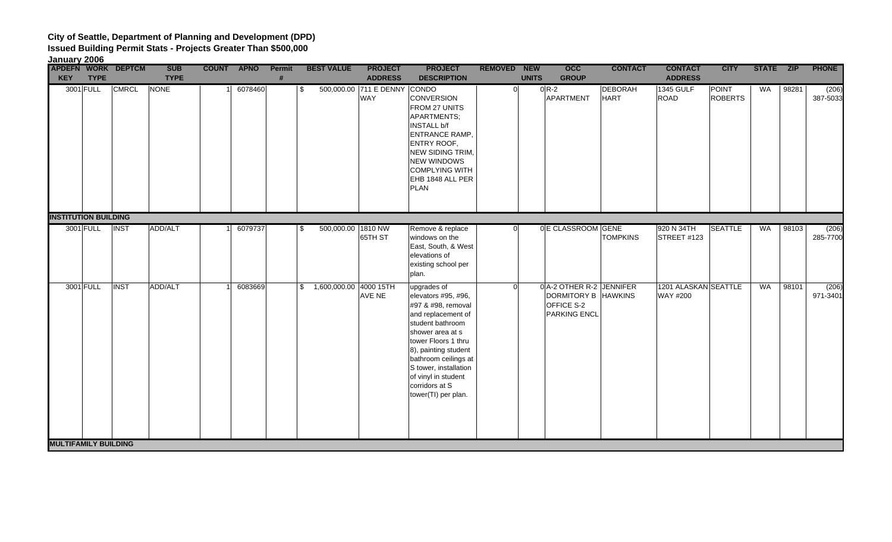**City of Seattle, Department of Planning and Development (DPD)**
**Issued Building Permit Stats - Projects Greater Than $500,000**
**January 2006**

| APDEFN KEY | WORK TYPE | DEPTCM | SUB TYPE | COUNT | APNO | Permit # | BEST VALUE | PROJECT ADDRESS | PROJECT DESCRIPTION | REMOVED | NEW UNITS | OCC GROUP | CONTACT | CONTACT ADDRESS | CITY | STATE | ZIP | PHONE |
|---|---|---|---|---|---|---|---|---|---|---|---|---|---|---|---|---|---|---|
| 3001 | FULL | CMRCL | NONE | 1 | 6078460 | | $ 500,000.00 | 711 E DENNY WAY | CONDO CONVERSION FROM 27 UNITS APARTMENTS; INSTALL b/f ENTRANCE RAMP, ENTRY ROOF, NEW SIDING TRIM, NEW WINDOWS COMPLYING WITH EHB 1848 ALL PER PLAN | 0 | 0 | R-2 APARTMENT | DEBORAH HART | 1345 GULF ROAD | POINT ROBERTS | WA | 98281 | (206) 387-5033 |
| **INSTITUTION BUILDING** | | | | | | | | | | | | | | | | | | |
| 3001 | FULL | INST | ADD/ALT | 1 | 6079737 | | $ 500,000.00 | 1810 NW 65TH ST | Remove & replace windows on the East, South, & West elevations of existing school per plan. | 0 | 0 | E CLASSROOM | GENE TOMPKINS | 920 N 34TH STREET #123 | SEATTLE | WA | 98103 | (206) 285-7700 |
| 3001 | FULL | INST | ADD/ALT | 1 | 6083669 | | $ 1,600,000.00 | 4000 15TH AVE NE | upgrades of elevators #95, #96, #97 & #98, removal and replacement of student bathroom shower area at s tower Floors 1 thru 8), painting student bathroom ceilings at S tower, installation of vinyl in student corridors at S tower(TI) per plan. | 0 | 0 | A-2 OTHER R-2 DORMITORY B OFFICE S-2 PARKING ENCL | JENNIFER HAWKINS | 1201 ALASKAN WAY #200 | SEATTLE | WA | 98101 | (206) 971-3401 |
| **MULTIFAMILY BUILDING** | | | | | | | | | | | | | | | | | | |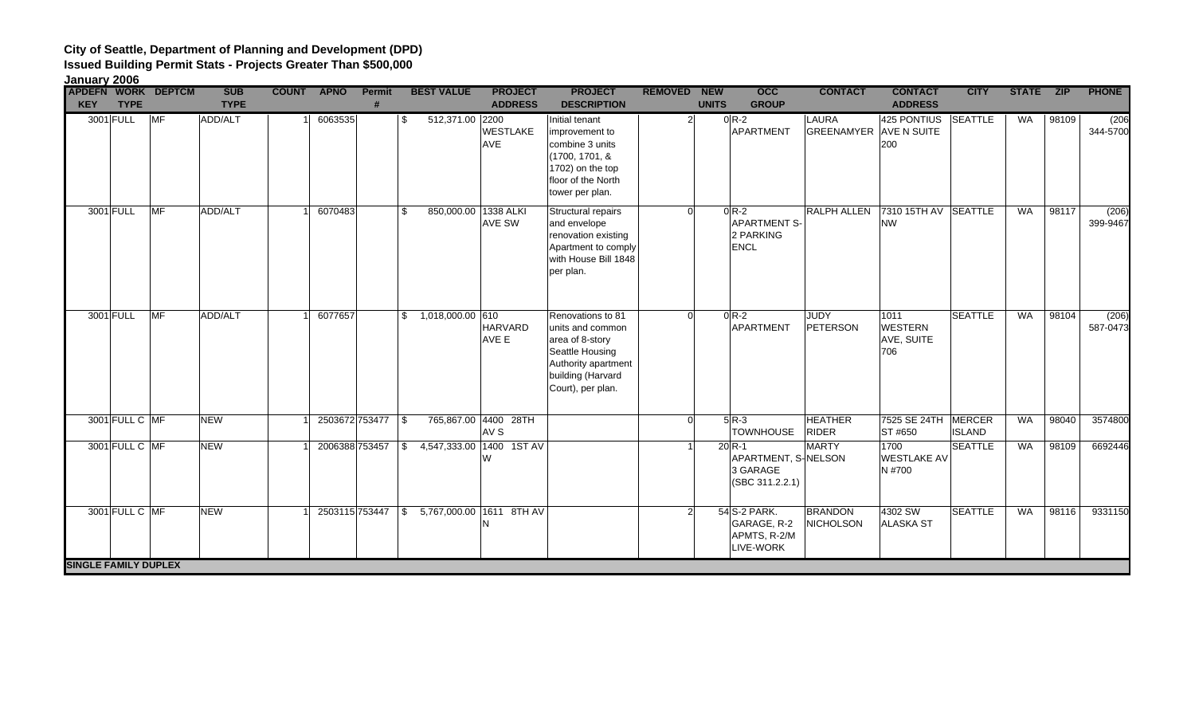**City of Seattle, Department of Planning and Development (DPD)**
**Issued Building Permit Stats - Projects Greater Than $500,000**
**January 2006**

| APDEFN KEY | WORK TYPE | DEPTCM | SUB TYPE | COUNT | APNO | Permit # | BEST VALUE | PROJECT ADDRESS | PROJECT DESCRIPTION | REMOVED | NEW UNITS | OCC GROUP | CONTACT | CONTACT ADDRESS | CITY | STATE | ZIP | PHONE |
|---|---|---|---|---|---|---|---|---|---|---|---|---|---|---|---|---|---|---|
| 3001 | FULL | MF | ADD/ALT | 1 | 6063535 | | $ 512,371.00 | 2200 WESTLAKE AVE | Initial tenant improvement to combine 3 units (1700, 1701, & 1702) on the top floor of the North tower per plan. | 2 | 0 | R-2 APARTMENT | LAURA GREENAMYER | 425 PONTIUS AVE N SUITE 200 | SEATTLE | WA | 98109 | (206 344-5700 |
| 3001 | FULL | MF | ADD/ALT | 1 | 6070483 | | $ 850,000.00 | 1338 ALKI AVE SW | Structural repairs and envelope renovation existing Apartment to comply with House Bill 1848 per plan. | 0 | 0 | R-2 APARTMENT S-2 PARKING ENCL | RALPH ALLEN | 7310 15TH AV NW | SEATTLE | WA | 98117 | (206) 399-9467 |
| 3001 | FULL | MF | ADD/ALT | 1 | 6077657 | | $ 1,018,000.00 | 610 HARVARD AVE E | Renovations to 81 units and common area of 8-story Seattle Housing Authority apartment building (Harvard Court), per plan. | 0 | 0 | R-2 APARTMENT | JUDY PETERSON | 1011 WESTERN AVE, SUITE 706 | SEATTLE | WA | 98104 | (206) 587-0473 |
| 3001 | FULL C | MF | NEW | 1 | 2503672 | 753477 | $ 765,867.00 | 4400 28TH AV S | | 0 | 5 | R-3 TOWNHOUSE | HEATHER RIDER | 7525 SE 24TH ST #650 | MERCER ISLAND | WA | 98040 | 3574800 |
| 3001 | FULL C | MF | NEW | 1 | 2006388 | 753457 | $ 4,547,333.00 | 1400 1ST AV W | | 1 | 20 | R-1 APARTMENT, S-3 GARAGE (SBC 311.2.2.1) | MARTY NELSON | 1700 WESTLAKE AV N #700 | SEATTLE | WA | 98109 | 6692446 |
| 3001 | FULL C | MF | NEW | 1 | 2503115 | 753447 | $ 5,767,000.00 | 1611 8TH AV N | | 2 | 54 | S-2 PARK. GARAGE, R-2 APMTS, R-2/M LIVE-WORK | BRANDON NICHOLSON | 4302 SW ALASKA ST | SEATTLE | WA | 98116 | 9331150 |
| **SINGLE FAMILY DUPLEX** | | | | | | | | | | | | | | | | | | |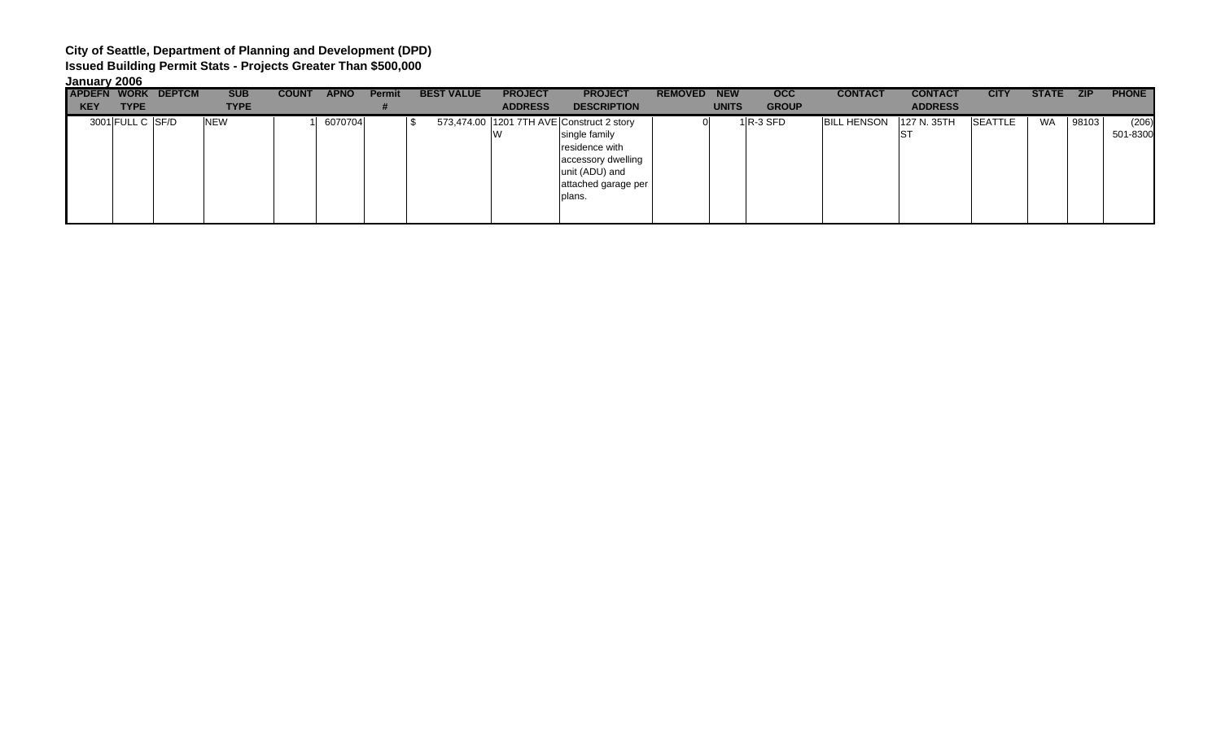**City of Seattle, Department of Planning and Development (DPD)**
**Issued Building Permit Stats - Projects Greater Than $500,000**
**January 2006**

| APDEFN KEY | WORK TYPE | DEPTCM | SUB TYPE | COUNT | APNO | Permit # | BEST VALUE | PROJECT ADDRESS | PROJECT DESCRIPTION | REMOVED | NEW UNITS | OCC GROUP | CONTACT | CONTACT ADDRESS | CITY | STATE | ZIP | PHONE |
|---|---|---|---|---|---|---|---|---|---|---|---|---|---|---|---|---|---|---|
| 3001 | FULL C | SF/D | NEW | 1 | 6070704 | | $ 573,474.00 | 1201 7TH AVE W | Construct 2 story single family residence with accessory dwelling unit (ADU) and attached garage per plans. | 0 | 1 | R-3 SFD | BILL HENSON | 127 N. 35TH ST | SEATTLE | WA | 98103 | (206) 501-8300 |